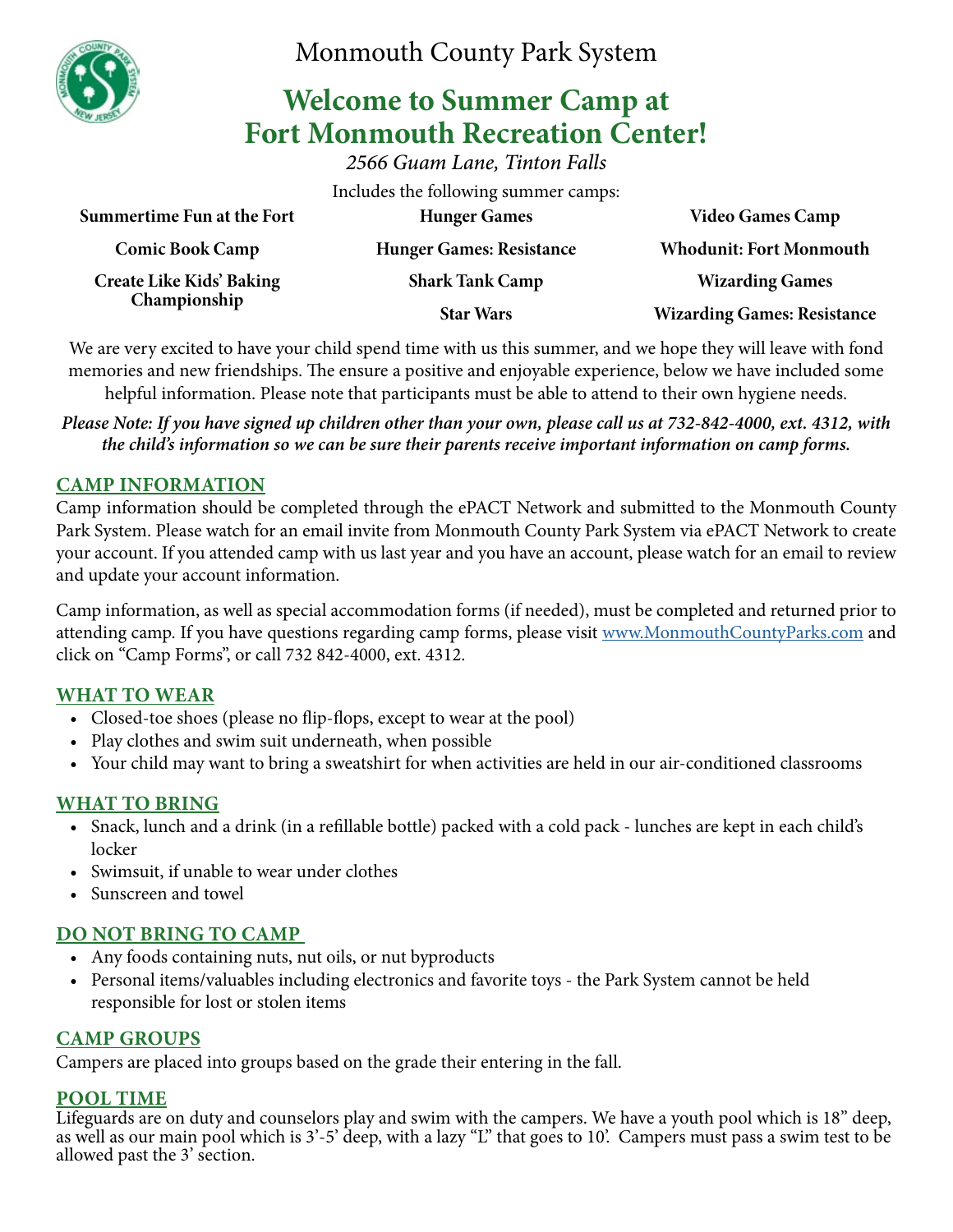Monmouth County Park System

# Welcome to Summer Camp at Fort Monmouth Recreation Center!

*2566 Guam Lane, Tinton Falls*

Includes the following summer camps:

| | | |
|---|---|---|
| **Summertime Fun at the Fort** | **Hunger Games** | **Video Games Camp** |
| **Comic Book Camp** | **Hunger Games: Resistance** | **Whodunit: Fort Monmouth** |
| **Create Like Kids' Baking Championship** | **Shark Tank Camp** | **Wizarding Games** |
| | **Star Wars** | **Wizarding Games: Resistance** |

We are very excited to have your child spend time with us this summer, and we hope they will leave with fond memories and new friendships. The ensure a positive and enjoyable experience, below we have included some helpful information. Please note that participants must be able to attend to their own hygiene needs.

***Please Note: If you have signed up children other than your own, please call us at 732-842-4000, ext. 4312, with the child's information so we can be sure their parents receive important information on camp forms.***

## CAMP INFORMATION

Camp information should be completed through the ePACT Network and submitted to the Monmouth County Park System. Please watch for an email invite from Monmouth County Park System via ePACT Network to create your account. If you attended camp with us last year and you have an account, please watch for an email to review and update your account information.

Camp information, as well as special accommodation forms (if needed), must be completed and returned prior to attending camp. If you have questions regarding camp forms, please visit www.MonmouthCountyParks.com and click on "Camp Forms", or call 732 842-4000, ext. 4312.

## WHAT TO WEAR

- Closed-toe shoes (please no flip-flops, except to wear at the pool)
- Play clothes and swim suit underneath, when possible
- Your child may want to bring a sweatshirt for when activities are held in our air-conditioned classrooms

## WHAT TO BRING

- Snack, lunch and a drink (in a refillable bottle) packed with a cold pack - lunches are kept in each child's locker
- Swimsuit, if unable to wear under clothes
- Sunscreen and towel

## DO NOT BRING TO CAMP

- Any foods containing nuts, nut oils, or nut byproducts
- Personal items/valuables including electronics and favorite toys - the Park System cannot be held responsible for lost or stolen items

## CAMP GROUPS

Campers are placed into groups based on the grade their entering in the fall.

## POOL TIME

Lifeguards are on duty and counselors play and swim with the campers. We have a youth pool which is 18" deep, as well as our main pool which is 3'-5' deep, with a lazy "L" that goes to 10'. Campers must pass a swim test to be allowed past the 3' section.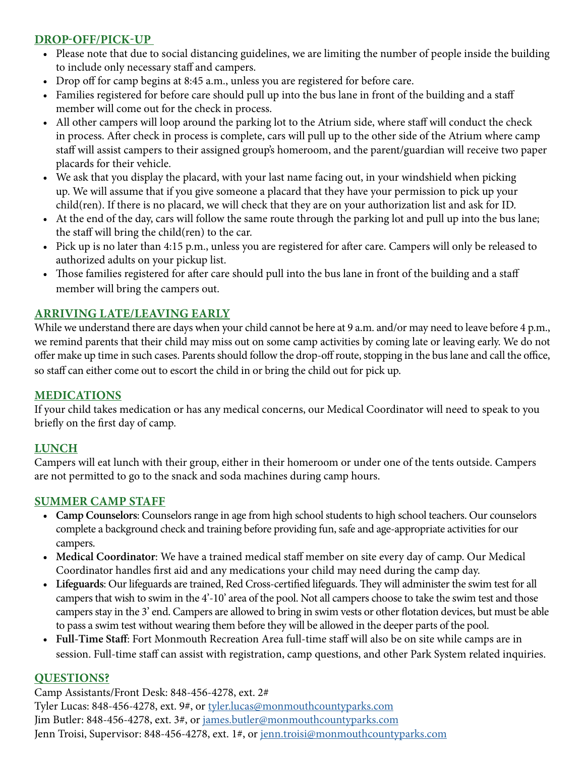## DROP-OFF/PICK-UP

- Please note that due to social distancing guidelines, we are limiting the number of people inside the building to include only necessary staff and campers.
- Drop off for camp begins at 8:45 a.m., unless you are registered for before care.
- Families registered for before care should pull up into the bus lane in front of the building and a staff member will come out for the check in process.
- All other campers will loop around the parking lot to the Atrium side, where staff will conduct the check in process. After check in process is complete, cars will pull up to the other side of the Atrium where camp staff will assist campers to their assigned group's homeroom, and the parent/guardian will receive two paper placards for their vehicle.
- We ask that you display the placard, with your last name facing out, in your windshield when picking up. We will assume that if you give someone a placard that they have your permission to pick up your child(ren). If there is no placard, we will check that they are on your authorization list and ask for ID.
- At the end of the day, cars will follow the same route through the parking lot and pull up into the bus lane; the staff will bring the child(ren) to the car.
- Pick up is no later than 4:15 p.m., unless you are registered for after care. Campers will only be released to authorized adults on your pickup list.
- Those families registered for after care should pull into the bus lane in front of the building and a staff member will bring the campers out.

## ARRIVING LATE/LEAVING EARLY

While we understand there are days when your child cannot be here at 9 a.m. and/or may need to leave before 4 p.m., we remind parents that their child may miss out on some camp activities by coming late or leaving early. We do not offer make up time in such cases. Parents should follow the drop-off route, stopping in the bus lane and call the office, so staff can either come out to escort the child in or bring the child out for pick up.

## MEDICATIONS

If your child takes medication or has any medical concerns, our Medical Coordinator will need to speak to you briefly on the first day of camp.

## LUNCH

Campers will eat lunch with their group, either in their homeroom or under one of the tents outside. Campers are not permitted to go to the snack and soda machines during camp hours.

## SUMMER CAMP STAFF

- **Camp Counselors**: Counselors range in age from high school students to high school teachers. Our counselors complete a background check and training before providing fun, safe and age-appropriate activities for our campers.
- **Medical Coordinator**: We have a trained medical staff member on site every day of camp. Our Medical Coordinator handles first aid and any medications your child may need during the camp day.
- **Lifeguards**: Our lifeguards are trained, Red Cross-certified lifeguards. They will administer the swim test for all campers that wish to swim in the 4'-10' area of the pool. Not all campers choose to take the swim test and those campers stay in the 3' end. Campers are allowed to bring in swim vests or other flotation devices, but must be able to pass a swim test without wearing them before they will be allowed in the deeper parts of the pool.
- **Full-Time Staff**: Fort Monmouth Recreation Area full-time staff will also be on site while camps are in session. Full-time staff can assist with registration, camp questions, and other Park System related inquiries.

## QUESTIONS?

Camp Assistants/Front Desk: 848-456-4278, ext. 2#
Tyler Lucas: 848-456-4278, ext. 9#, or tyler.lucas@monmouthcountyparks.com
Jim Butler: 848-456-4278, ext. 3#, or james.butler@monmouthcountyparks.com
Jenn Troisi, Supervisor: 848-456-4278, ext. 1#, or jenn.troisi@monmouthcountyparks.com